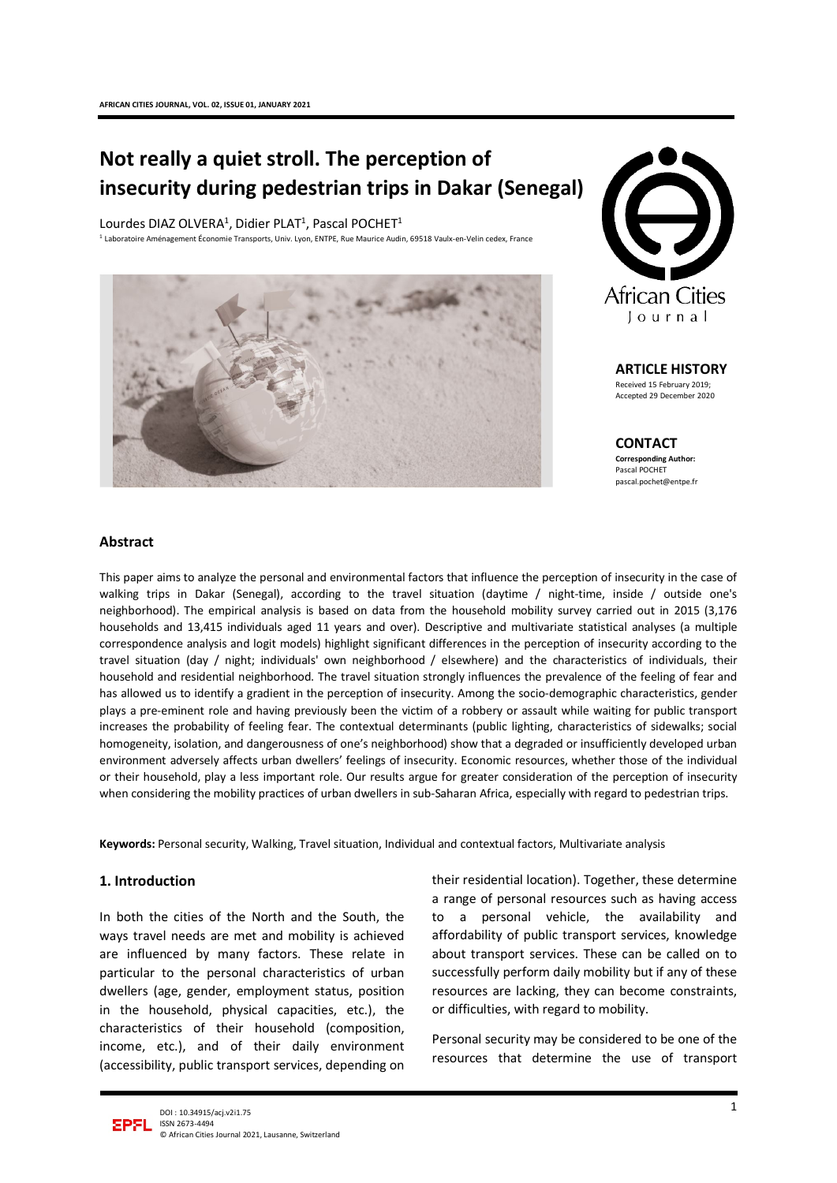# Not really a quiet stroll. The perception of insecurity during pedestrian trips in Dakar (Senegal)

Lourdes DIAZ OLVERA[1], Didier PLAT[1], Pascal POCHET[1]

[1] Laboratoire Aménagement Économie Transports, Univ. Lyon, ENTPE, Rue Maurice Audin, 69518 Vaulx-en-Velin cedex, France

**ARTICLE HISTORY**
Received 15 February 2019;
Accepted 29 December 2020

**CONTACT**
**Corresponding Author:**
Pascal POCHET
pascal.pochet@entpe.fr

## Abstract

This paper aims to analyze the personal and environmental factors that influence the perception of insecurity in the case of walking trips in Dakar (Senegal), according to the travel situation (daytime / night-time, inside / outside one's neighborhood). The empirical analysis is based on data from the household mobility survey carried out in 2015 (3,176 households and 13,415 individuals aged 11 years and over). Descriptive and multivariate statistical analyses (a multiple correspondence analysis and logit models) highlight significant differences in the perception of insecurity according to the travel situation (day / night; individuals' own neighborhood / elsewhere) and the characteristics of individuals, their household and residential neighborhood. The travel situation strongly influences the prevalence of the feeling of fear and has allowed us to identify a gradient in the perception of insecurity. Among the socio-demographic characteristics, gender plays a pre-eminent role and having previously been the victim of a robbery or assault while waiting for public transport increases the probability of feeling fear. The contextual determinants (public lighting, characteristics of sidewalks; social homogeneity, isolation, and dangerousness of one's neighborhood) show that a degraded or insufficiently developed urban environment adversely affects urban dwellers' feelings of insecurity. Economic resources, whether those of the individual or their household, play a less important role. Our results argue for greater consideration of the perception of insecurity when considering the mobility practices of urban dwellers in sub-Saharan Africa, especially with regard to pedestrian trips.

**Keywords:** Personal security, Walking, Travel situation, Individual and contextual factors, Multivariate analysis

## 1. Introduction

In both the cities of the North and the South, the ways travel needs are met and mobility is achieved are influenced by many factors. These relate in particular to the personal characteristics of urban dwellers (age, gender, employment status, position in the household, physical capacities, etc.), the characteristics of their household (composition, income, etc.), and of their daily environment (accessibility, public transport services, depending on their residential location). Together, these determine a range of personal resources such as having access to a personal vehicle, the availability and affordability of public transport services, knowledge about transport services. These can be called on to successfully perform daily mobility but if any of these resources are lacking, they can become constraints, or difficulties, with regard to mobility.

Personal security may be considered to be one of the resources that determine the use of transport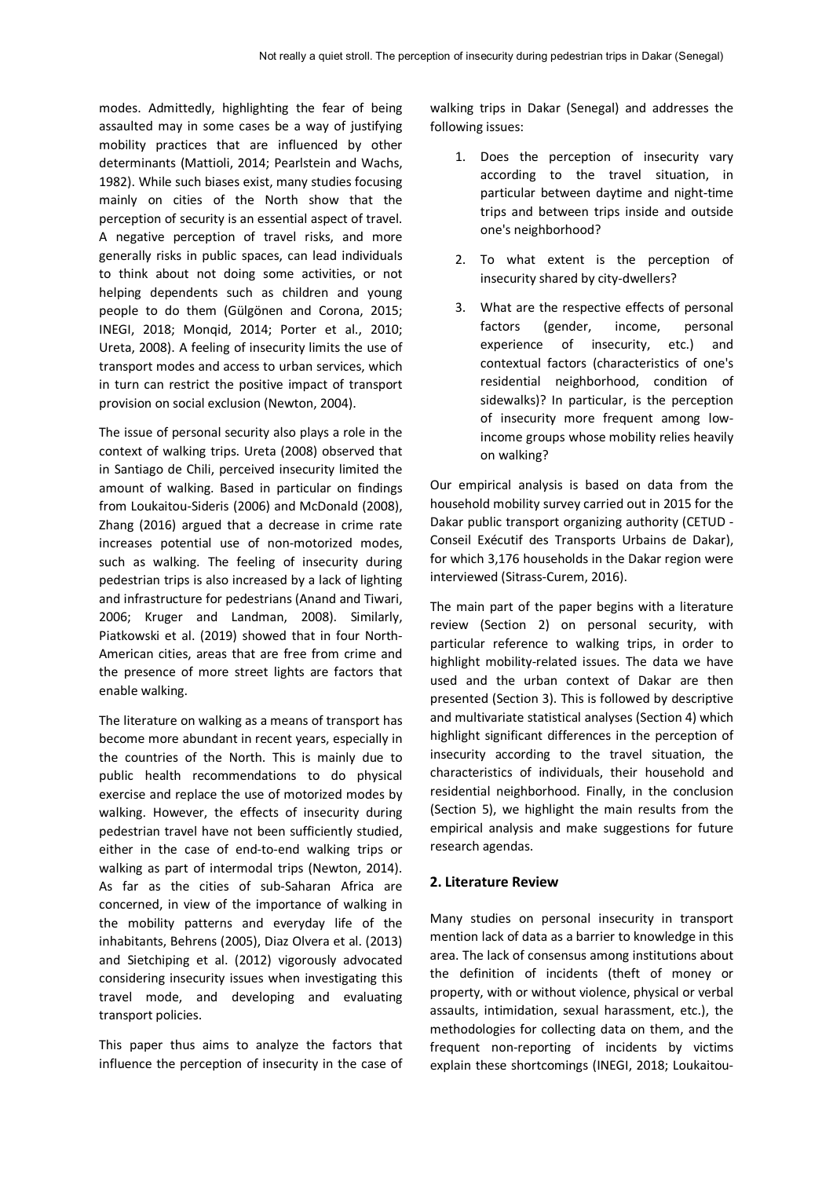modes. Admittedly, highlighting the fear of being assaulted may in some cases be a way of justifying mobility practices that are influenced by other determinants (Mattioli, 2014; Pearlstein and Wachs, 1982). While such biases exist, many studies focusing mainly on cities of the North show that the perception of security is an essential aspect of travel. A negative perception of travel risks, and more generally risks in public spaces, can lead individuals to think about not doing some activities, or not helping dependents such as children and young people to do them (Gülgönen and Corona, 2015; INEGI, 2018; Monqid, 2014; Porter et al., 2010; Ureta, 2008). A feeling of insecurity limits the use of transport modes and access to urban services, which in turn can restrict the positive impact of transport provision on social exclusion (Newton, 2004).

The issue of personal security also plays a role in the context of walking trips. Ureta (2008) observed that in Santiago de Chili, perceived insecurity limited the amount of walking. Based in particular on findings from Loukaitou-Sideris (2006) and McDonald (2008), Zhang (2016) argued that a decrease in crime rate increases potential use of non-motorized modes, such as walking. The feeling of insecurity during pedestrian trips is also increased by a lack of lighting and infrastructure for pedestrians (Anand and Tiwari, 2006; Kruger and Landman, 2008). Similarly, Piatkowski et al. (2019) showed that in four North-American cities, areas that are free from crime and the presence of more street lights are factors that enable walking.

The literature on walking as a means of transport has become more abundant in recent years, especially in the countries of the North. This is mainly due to public health recommendations to do physical exercise and replace the use of motorized modes by walking. However, the effects of insecurity during pedestrian travel have not been sufficiently studied, either in the case of end-to-end walking trips or walking as part of intermodal trips (Newton, 2014). As far as the cities of sub-Saharan Africa are concerned, in view of the importance of walking in the mobility patterns and everyday life of the inhabitants, Behrens (2005), Diaz Olvera et al. (2013) and Sietchiping et al. (2012) vigorously advocated considering insecurity issues when investigating this travel mode, and developing and evaluating transport policies.

This paper thus aims to analyze the factors that influence the perception of insecurity in the case of walking trips in Dakar (Senegal) and addresses the following issues:

1. Does the perception of insecurity vary according to the travel situation, in particular between daytime and night-time trips and between trips inside and outside one's neighborhood?
2. To what extent is the perception of insecurity shared by city-dwellers?
3. What are the respective effects of personal factors (gender, income, personal experience of insecurity, etc.) and contextual factors (characteristics of one's residential neighborhood, condition of sidewalks)? In particular, is the perception of insecurity more frequent among low-income groups whose mobility relies heavily on walking?

Our empirical analysis is based on data from the household mobility survey carried out in 2015 for the Dakar public transport organizing authority (CETUD - Conseil Exécutif des Transports Urbains de Dakar), for which 3,176 households in the Dakar region were interviewed (Sitrass-Curem, 2016).

The main part of the paper begins with a literature review (Section 2) on personal security, with particular reference to walking trips, in order to highlight mobility-related issues. The data we have used and the urban context of Dakar are then presented (Section 3). This is followed by descriptive and multivariate statistical analyses (Section 4) which highlight significant differences in the perception of insecurity according to the travel situation, the characteristics of individuals, their household and residential neighborhood. Finally, in the conclusion (Section 5), we highlight the main results from the empirical analysis and make suggestions for future research agendas.

## 2. Literature Review

Many studies on personal insecurity in transport mention lack of data as a barrier to knowledge in this area. The lack of consensus among institutions about the definition of incidents (theft of money or property, with or without violence, physical or verbal assaults, intimidation, sexual harassment, etc.), the methodologies for collecting data on them, and the frequent non-reporting of incidents by victims explain these shortcomings (INEGI, 2018; Loukaitou-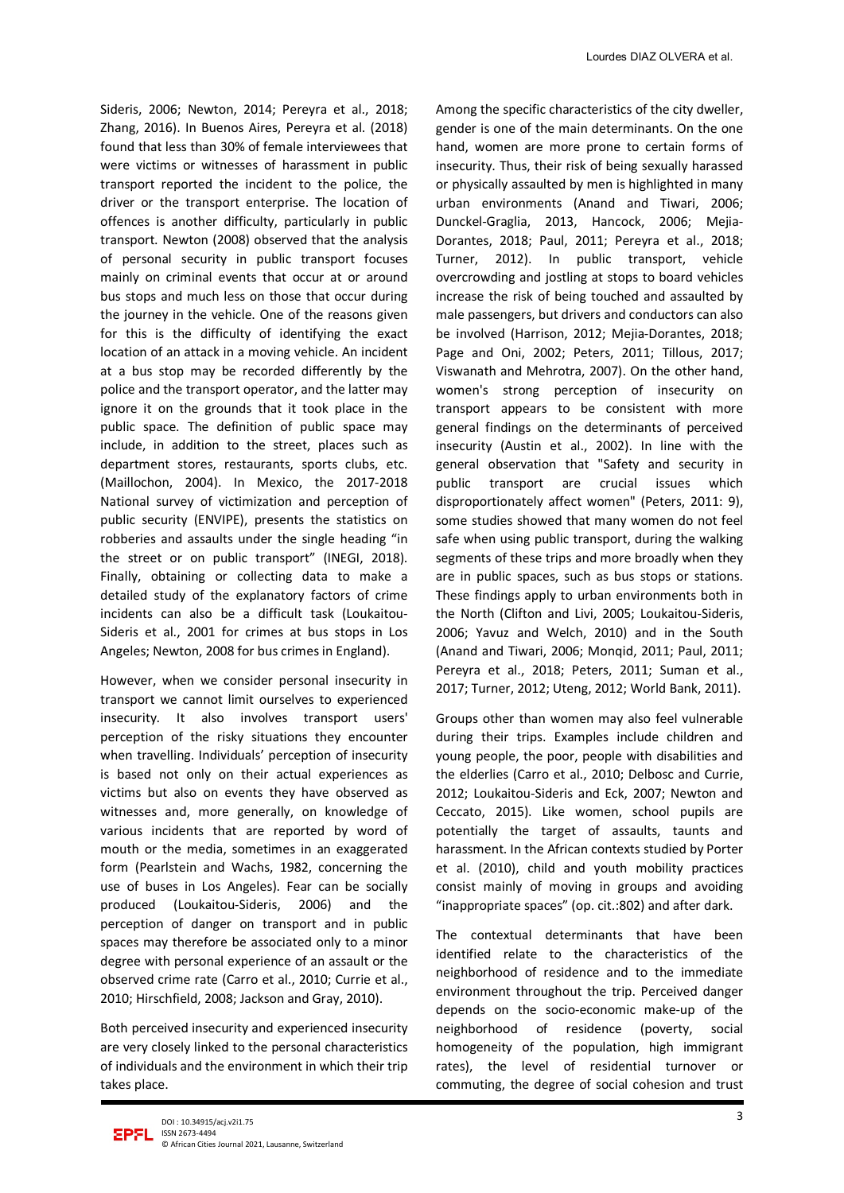Sideris, 2006; Newton, 2014; Pereyra et al., 2018; Zhang, 2016). In Buenos Aires, Pereyra et al. (2018) found that less than 30% of female interviewees that were victims or witnesses of harassment in public transport reported the incident to the police, the driver or the transport enterprise. The location of offences is another difficulty, particularly in public transport. Newton (2008) observed that the analysis of personal security in public transport focuses mainly on criminal events that occur at or around bus stops and much less on those that occur during the journey in the vehicle. One of the reasons given for this is the difficulty of identifying the exact location of an attack in a moving vehicle. An incident at a bus stop may be recorded differently by the police and the transport operator, and the latter may ignore it on the grounds that it took place in the public space. The definition of public space may include, in addition to the street, places such as department stores, restaurants, sports clubs, etc. (Maillochon, 2004). In Mexico, the 2017-2018 National survey of victimization and perception of public security (ENVIPE), presents the statistics on robberies and assaults under the single heading "in the street or on public transport" (INEGI, 2018). Finally, obtaining or collecting data to make a detailed study of the explanatory factors of crime incidents can also be a difficult task (Loukaitou-Sideris et al., 2001 for crimes at bus stops in Los Angeles; Newton, 2008 for bus crimes in England).

However, when we consider personal insecurity in transport we cannot limit ourselves to experienced insecurity. It also involves transport users' perception of the risky situations they encounter when travelling. Individuals' perception of insecurity is based not only on their actual experiences as victims but also on events they have observed as witnesses and, more generally, on knowledge of various incidents that are reported by word of mouth or the media, sometimes in an exaggerated form (Pearlstein and Wachs, 1982, concerning the use of buses in Los Angeles). Fear can be socially produced (Loukaitou-Sideris, 2006) and the perception of danger on transport and in public spaces may therefore be associated only to a minor degree with personal experience of an assault or the observed crime rate (Carro et al., 2010; Currie et al., 2010; Hirschfield, 2008; Jackson and Gray, 2010).

Both perceived insecurity and experienced insecurity are very closely linked to the personal characteristics of individuals and the environment in which their trip takes place.

Among the specific characteristics of the city dweller, gender is one of the main determinants. On the one hand, women are more prone to certain forms of insecurity. Thus, their risk of being sexually harassed or physically assaulted by men is highlighted in many urban environments (Anand and Tiwari, 2006; Dunckel-Graglia, 2013, Hancock, 2006; Mejia-Dorantes, 2018; Paul, 2011; Pereyra et al., 2018; Turner, 2012). In public transport, vehicle overcrowding and jostling at stops to board vehicles increase the risk of being touched and assaulted by male passengers, but drivers and conductors can also be involved (Harrison, 2012; Mejia-Dorantes, 2018; Page and Oni, 2002; Peters, 2011; Tillous, 2017; Viswanath and Mehrotra, 2007). On the other hand, women's strong perception of insecurity on transport appears to be consistent with more general findings on the determinants of perceived insecurity (Austin et al., 2002). In line with the general observation that "Safety and security in public transport are crucial issues which disproportionately affect women" (Peters, 2011: 9), some studies showed that many women do not feel safe when using public transport, during the walking segments of these trips and more broadly when they are in public spaces, such as bus stops or stations. These findings apply to urban environments both in the North (Clifton and Livi, 2005; Loukaitou-Sideris, 2006; Yavuz and Welch, 2010) and in the South (Anand and Tiwari, 2006; Monqid, 2011; Paul, 2011; Pereyra et al., 2018; Peters, 2011; Suman et al., 2017; Turner, 2012; Uteng, 2012; World Bank, 2011).

Groups other than women may also feel vulnerable during their trips. Examples include children and young people, the poor, people with disabilities and the elderlies (Carro et al., 2010; Delbosc and Currie, 2012; Loukaitou-Sideris and Eck, 2007; Newton and Ceccato, 2015). Like women, school pupils are potentially the target of assaults, taunts and harassment. In the African contexts studied by Porter et al. (2010), child and youth mobility practices consist mainly of moving in groups and avoiding "inappropriate spaces" (op. cit.:802) and after dark.

The contextual determinants that have been identified relate to the characteristics of the neighborhood of residence and to the immediate environment throughout the trip. Perceived danger depends on the socio-economic make-up of the neighborhood of residence (poverty, social homogeneity of the population, high immigrant rates), the level of residential turnover or commuting, the degree of social cohesion and trust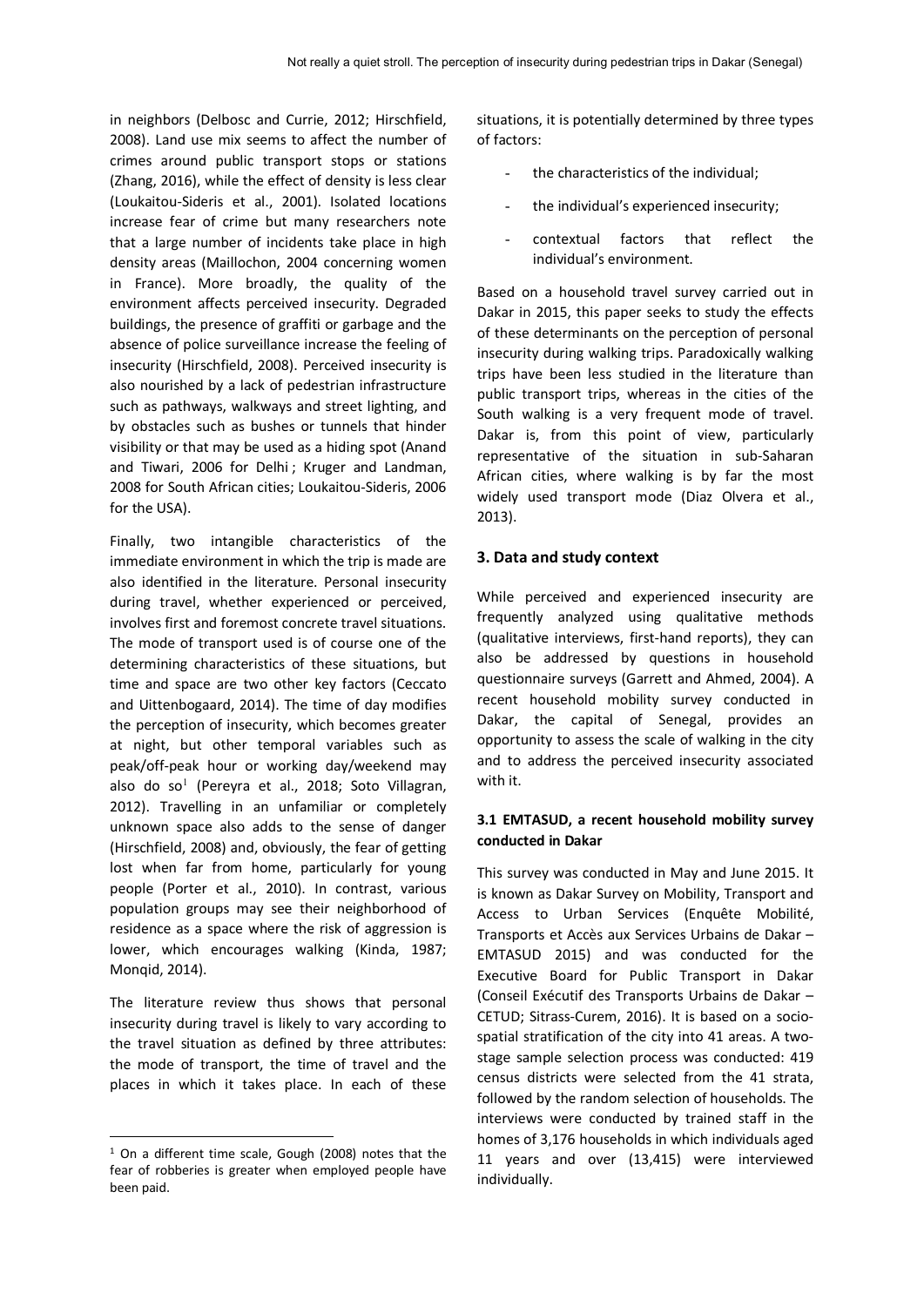in neighbors (Delbosc and Currie, 2012; Hirschfield, 2008). Land use mix seems to affect the number of crimes around public transport stops or stations (Zhang, 2016), while the effect of density is less clear (Loukaitou-Sideris et al., 2001). Isolated locations increase fear of crime but many researchers note that a large number of incidents take place in high density areas (Maillochon, 2004 concerning women in France). More broadly, the quality of the environment affects perceived insecurity. Degraded buildings, the presence of graffiti or garbage and the absence of police surveillance increase the feeling of insecurity (Hirschfield, 2008). Perceived insecurity is also nourished by a lack of pedestrian infrastructure such as pathways, walkways and street lighting, and by obstacles such as bushes or tunnels that hinder visibility or that may be used as a hiding spot (Anand and Tiwari, 2006 for Delhi ; Kruger and Landman, 2008 for South African cities; Loukaitou-Sideris, 2006 for the USA).

Finally, two intangible characteristics of the immediate environment in which the trip is made are also identified in the literature. Personal insecurity during travel, whether experienced or perceived, involves first and foremost concrete travel situations. The mode of transport used is of course one of the determining characteristics of these situations, but time and space are two other key factors (Ceccato and Uittenbogaard, 2014). The time of day modifies the perception of insecurity, which becomes greater at night, but other temporal variables such as peak/off-peak hour or working day/weekend may also do so[1] (Pereyra et al., 2018; Soto Villagran, 2012). Travelling in an unfamiliar or completely unknown space also adds to the sense of danger (Hirschfield, 2008) and, obviously, the fear of getting lost when far from home, particularly for young people (Porter et al., 2010). In contrast, various population groups may see their neighborhood of residence as a space where the risk of aggression is lower, which encourages walking (Kinda, 1987; Monqid, 2014).

The literature review thus shows that personal insecurity during travel is likely to vary according to the travel situation as defined by three attributes: the mode of transport, the time of travel and the places in which it takes place. In each of these situations, it is potentially determined by three types of factors:

- the characteristics of the individual;
- the individual's experienced insecurity;
- contextual factors that reflect the individual's environment.

Based on a household travel survey carried out in Dakar in 2015, this paper seeks to study the effects of these determinants on the perception of personal insecurity during walking trips. Paradoxically walking trips have been less studied in the literature than public transport trips, whereas in the cities of the South walking is a very frequent mode of travel. Dakar is, from this point of view, particularly representative of the situation in sub-Saharan African cities, where walking is by far the most widely used transport mode (Diaz Olvera et al., 2013).

## 3. Data and study context

While perceived and experienced insecurity are frequently analyzed using qualitative methods (qualitative interviews, first-hand reports), they can also be addressed by questions in household questionnaire surveys (Garrett and Ahmed, 2004). A recent household mobility survey conducted in Dakar, the capital of Senegal, provides an opportunity to assess the scale of walking in the city and to address the perceived insecurity associated with it.

### 3.1 EMTASUD, a recent household mobility survey conducted in Dakar

This survey was conducted in May and June 2015. It is known as Dakar Survey on Mobility, Transport and Access to Urban Services (Enquête Mobilité, Transports et Accès aux Services Urbains de Dakar – EMTASUD 2015) and was conducted for the Executive Board for Public Transport in Dakar (Conseil Exécutif des Transports Urbains de Dakar – CETUD; Sitrass-Curem, 2016). It is based on a socio-spatial stratification of the city into 41 areas. A two-stage sample selection process was conducted: 419 census districts were selected from the 41 strata, followed by the random selection of households. The interviews were conducted by trained staff in the homes of 3,176 households in which individuals aged 11 years and over (13,415) were interviewed individually.

[1] On a different time scale, Gough (2008) notes that the fear of robberies is greater when employed people have been paid.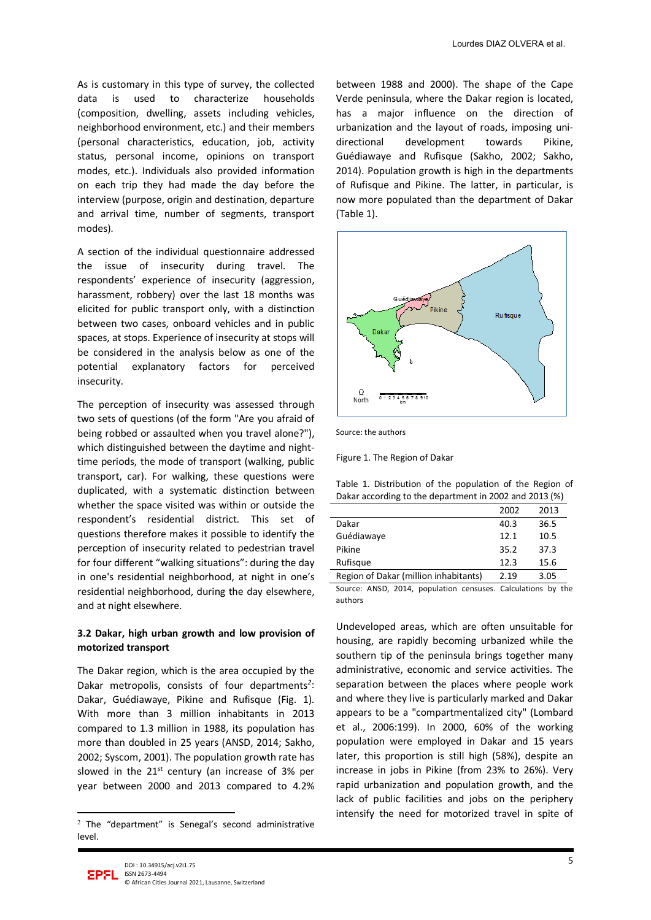As is customary in this type of survey, the collected data is used to characterize households (composition, dwelling, assets including vehicles, neighborhood environment, etc.) and their members (personal characteristics, education, job, activity status, personal income, opinions on transport modes, etc.). Individuals also provided information on each trip they had made the day before the interview (purpose, origin and destination, departure and arrival time, number of segments, transport modes).

A section of the individual questionnaire addressed the issue of insecurity during travel. The respondents' experience of insecurity (aggression, harassment, robbery) over the last 18 months was elicited for public transport only, with a distinction between two cases, onboard vehicles and in public spaces, at stops. Experience of insecurity at stops will be considered in the analysis below as one of the potential explanatory factors for perceived insecurity.

The perception of insecurity was assessed through two sets of questions (of the form "Are you afraid of being robbed or assaulted when you travel alone?"), which distinguished between the daytime and night-time periods, the mode of transport (walking, public transport, car). For walking, these questions were duplicated, with a systematic distinction between whether the space visited was within or outside the respondent's residential district. This set of questions therefore makes it possible to identify the perception of insecurity related to pedestrian travel for four different "walking situations": during the day in one's residential neighborhood, at night in one's residential neighborhood, during the day elsewhere, and at night elsewhere.

### 3.2 Dakar, high urban growth and low provision of motorized transport

The Dakar region, which is the area occupied by the Dakar metropolis, consists of four departments[2]: Dakar, Guédiawaye, Pikine and Rufisque (Fig. 1). With more than 3 million inhabitants in 2013 compared to 1.3 million in 1988, its population has more than doubled in 25 years (ANSD, 2014; Sakho, 2002; Syscom, 2001). The population growth rate has slowed in the 21st century (an increase of 3% per year between 2000 and 2013 compared to 4.2% between 1988 and 2000). The shape of the Cape Verde peninsula, where the Dakar region is located, has a major influence on the direction of urbanization and the layout of roads, imposing uni-directional development towards Pikine, Guédiawaye and Rufisque (Sakho, 2002; Sakho, 2014). Population growth is high in the departments of Rufisque and Pikine. The latter, in particular, is now more populated than the department of Dakar (Table 1).

Source: the authors

Figure 1. The Region of Dakar

Table 1. Distribution of the population of the Region of Dakar according to the department in 2002 and 2013 (%)

| | 2002 | 2013 |
|---|---|---|
| Dakar | 40.3 | 36.5 |
| Guédiawaye | 12.1 | 10.5 |
| Pikine | 35.2 | 37.3 |
| Rufisque | 12.3 | 15.6 |
| Region of Dakar (million inhabitants) | 2.19 | 3.05 |

Source: ANSD, 2014, population censuses. Calculations by the authors

Undeveloped areas, which are often unsuitable for housing, are rapidly becoming urbanized while the southern tip of the peninsula brings together many administrative, economic and service activities. The separation between the places where people work and where they live is particularly marked and Dakar appears to be a "compartmentalized city" (Lombard et al., 2006:199). In 2000, 60% of the working population were employed in Dakar and 15 years later, this proportion is still high (58%), despite an increase in jobs in Pikine (from 23% to 26%). Very rapid urbanization and population growth, and the lack of public facilities and jobs on the periphery intensify the need for motorized travel in spite of

[2] The "department" is Senegal's second administrative level.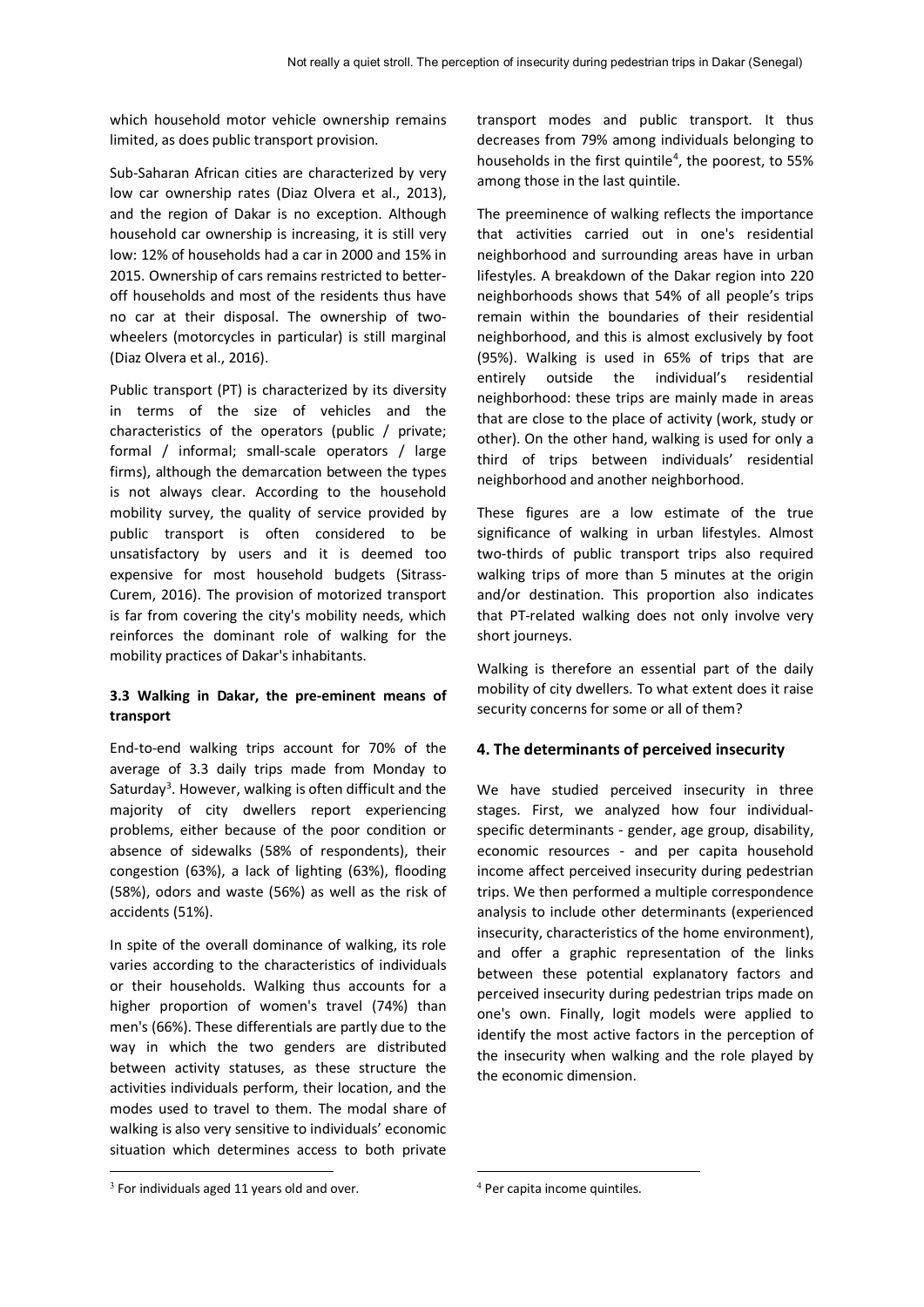which household motor vehicle ownership remains limited, as does public transport provision.

Sub-Saharan African cities are characterized by very low car ownership rates (Diaz Olvera et al., 2013), and the region of Dakar is no exception. Although household car ownership is increasing, it is still very low: 12% of households had a car in 2000 and 15% in 2015. Ownership of cars remains restricted to better-off households and most of the residents thus have no car at their disposal. The ownership of two-wheelers (motorcycles in particular) is still marginal (Diaz Olvera et al., 2016).

Public transport (PT) is characterized by its diversity in terms of the size of vehicles and the characteristics of the operators (public / private; formal / informal; small-scale operators / large firms), although the demarcation between the types is not always clear. According to the household mobility survey, the quality of service provided by public transport is often considered to be unsatisfactory by users and it is deemed too expensive for most household budgets (Sitrass-Curem, 2016). The provision of motorized transport is far from covering the city's mobility needs, which reinforces the dominant role of walking for the mobility practices of Dakar's inhabitants.

### 3.3 Walking in Dakar, the pre-eminent means of transport

End-to-end walking trips account for 70% of the average of 3.3 daily trips made from Monday to Saturday[3]. However, walking is often difficult and the majority of city dwellers report experiencing problems, either because of the poor condition or absence of sidewalks (58% of respondents), their congestion (63%), a lack of lighting (63%), flooding (58%), odors and waste (56%) as well as the risk of accidents (51%).

In spite of the overall dominance of walking, its role varies according to the characteristics of individuals or their households. Walking thus accounts for a higher proportion of women's travel (74%) than men's (66%). These differentials are partly due to the way in which the two genders are distributed between activity statuses, as these structure the activities individuals perform, their location, and the modes used to travel to them. The modal share of walking is also very sensitive to individuals' economic situation which determines access to both private transport modes and public transport. It thus decreases from 79% among individuals belonging to households in the first quintile[4], the poorest, to 55% among those in the last quintile.

The preeminence of walking reflects the importance that activities carried out in one's residential neighborhood and surrounding areas have in urban lifestyles. A breakdown of the Dakar region into 220 neighborhoods shows that 54% of all people's trips remain within the boundaries of their residential neighborhood, and this is almost exclusively by foot (95%). Walking is used in 65% of trips that are entirely outside the individual's residential neighborhood: these trips are mainly made in areas that are close to the place of activity (work, study or other). On the other hand, walking is used for only a third of trips between individuals' residential neighborhood and another neighborhood.

These figures are a low estimate of the true significance of walking in urban lifestyles. Almost two-thirds of public transport trips also required walking trips of more than 5 minutes at the origin and/or destination. This proportion also indicates that PT-related walking does not only involve very short journeys.

Walking is therefore an essential part of the daily mobility of city dwellers. To what extent does it raise security concerns for some or all of them?

## 4. The determinants of perceived insecurity

We have studied perceived insecurity in three stages. First, we analyzed how four individual-specific determinants - gender, age group, disability, economic resources - and per capita household income affect perceived insecurity during pedestrian trips. We then performed a multiple correspondence analysis to include other determinants (experienced insecurity, characteristics of the home environment), and offer a graphic representation of the links between these potential explanatory factors and perceived insecurity during pedestrian trips made on one's own. Finally, logit models were applied to identify the most active factors in the perception of the insecurity when walking and the role played by the economic dimension.

---

[3] For individuals aged 11 years old and over.

[4] Per capita income quintiles.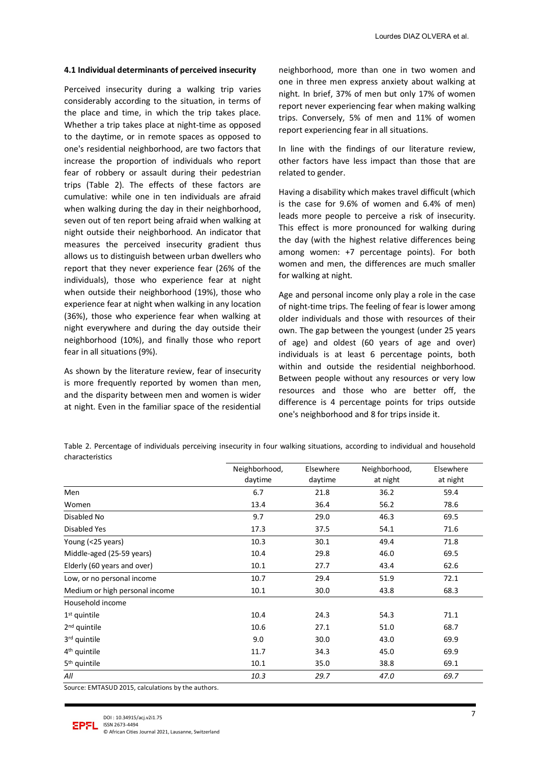### 4.1 Individual determinants of perceived insecurity

Perceived insecurity during a walking trip varies considerably according to the situation, in terms of the place and time, in which the trip takes place. Whether a trip takes place at night-time as opposed to the daytime, or in remote spaces as opposed to one's residential neighborhood, are two factors that increase the proportion of individuals who report fear of robbery or assault during their pedestrian trips (Table 2). The effects of these factors are cumulative: while one in ten individuals are afraid when walking during the day in their neighborhood, seven out of ten report being afraid when walking at night outside their neighborhood. An indicator that measures the perceived insecurity gradient thus allows us to distinguish between urban dwellers who report that they never experience fear (26% of the individuals), those who experience fear at night when outside their neighborhood (19%), those who experience fear at night when walking in any location (36%), those who experience fear when walking at night everywhere and during the day outside their neighborhood (10%), and finally those who report fear in all situations (9%).

As shown by the literature review, fear of insecurity is more frequently reported by women than men, and the disparity between men and women is wider at night. Even in the familiar space of the residential neighborhood, more than one in two women and one in three men express anxiety about walking at night. In brief, 37% of men but only 17% of women report never experiencing fear when making walking trips. Conversely, 5% of men and 11% of women report experiencing fear in all situations.

In line with the findings of our literature review, other factors have less impact than those that are related to gender.

Having a disability which makes travel difficult (which is the case for 9.6% of women and 6.4% of men) leads more people to perceive a risk of insecurity. This effect is more pronounced for walking during the day (with the highest relative differences being among women: +7 percentage points). For both women and men, the differences are much smaller for walking at night.

Age and personal income only play a role in the case of night-time trips. The feeling of fear is lower among older individuals and those with resources of their own. The gap between the youngest (under 25 years of age) and oldest (60 years of age and over) individuals is at least 6 percentage points, both within and outside the residential neighborhood. Between people without any resources or very low resources and those who are better off, the difference is 4 percentage points for trips outside one's neighborhood and 8 for trips inside it.

Table 2. Percentage of individuals perceiving insecurity in four walking situations, according to individual and household characteristics

| | Neighborhood, daytime | Elsewhere daytime | Neighborhood, at night | Elsewhere at night |
|---|---|---|---|---|
| Men | 6.7 | 21.8 | 36.2 | 59.4 |
| Women | 13.4 | 36.4 | 56.2 | 78.6 |
| Disabled No | 9.7 | 29.0 | 46.3 | 69.5 |
| Disabled Yes | 17.3 | 37.5 | 54.1 | 71.6 |
| Young (<25 years) | 10.3 | 30.1 | 49.4 | 71.8 |
| Middle-aged (25-59 years) | 10.4 | 29.8 | 46.0 | 69.5 |
| Elderly (60 years and over) | 10.1 | 27.7 | 43.4 | 62.6 |
| Low, or no personal income | 10.7 | 29.4 | 51.9 | 72.1 |
| Medium or high personal income | 10.1 | 30.0 | 43.8 | 68.3 |
| Household income | | | | |
| 1st quintile | 10.4 | 24.3 | 54.3 | 71.1 |
| 2nd quintile | 10.6 | 27.1 | 51.0 | 68.7 |
| 3rd quintile | 9.0 | 30.0 | 43.0 | 69.9 |
| 4th quintile | 11.7 | 34.3 | 45.0 | 69.9 |
| 5th quintile | 10.1 | 35.0 | 38.8 | 69.1 |
| *All* | *10.3* | *29.7* | *47.0* | *69.7* |

Source: EMTASUD 2015, calculations by the authors.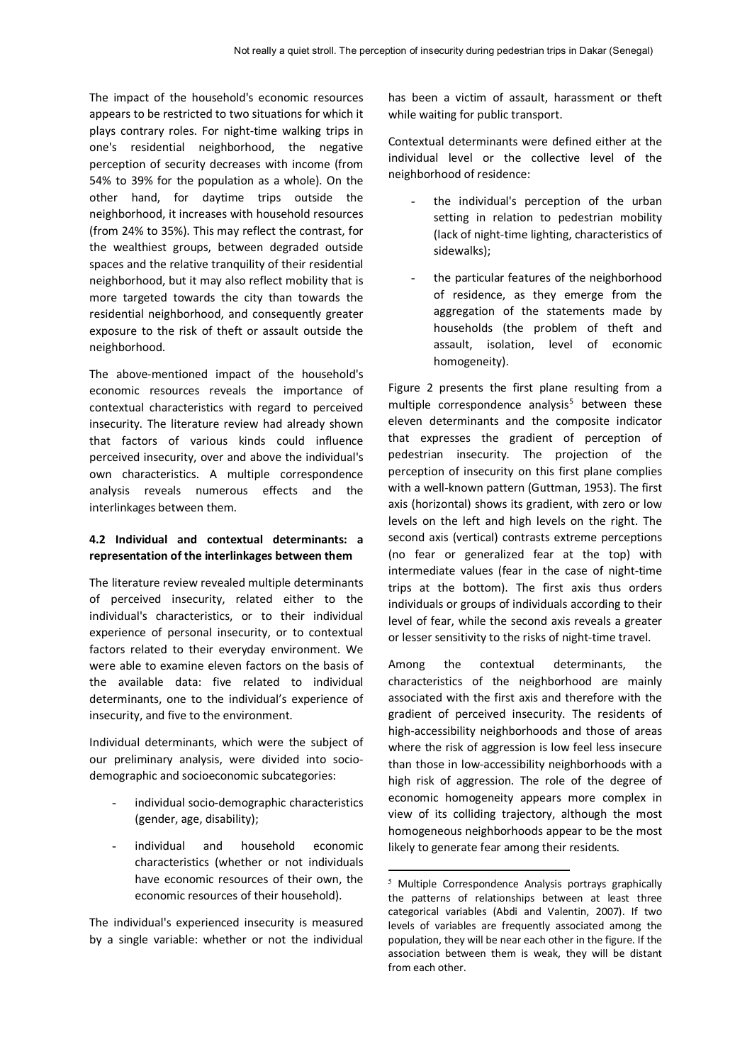The impact of the household's economic resources appears to be restricted to two situations for which it plays contrary roles. For night-time walking trips in one's residential neighborhood, the negative perception of security decreases with income (from 54% to 39% for the population as a whole). On the other hand, for daytime trips outside the neighborhood, it increases with household resources (from 24% to 35%). This may reflect the contrast, for the wealthiest groups, between degraded outside spaces and the relative tranquility of their residential neighborhood, but it may also reflect mobility that is more targeted towards the city than towards the residential neighborhood, and consequently greater exposure to the risk of theft or assault outside the neighborhood.

The above-mentioned impact of the household's economic resources reveals the importance of contextual characteristics with regard to perceived insecurity. The literature review had already shown that factors of various kinds could influence perceived insecurity, over and above the individual's own characteristics. A multiple correspondence analysis reveals numerous effects and the interlinkages between them.

### 4.2 Individual and contextual determinants: a representation of the interlinkages between them

The literature review revealed multiple determinants of perceived insecurity, related either to the individual's characteristics, or to their individual experience of personal insecurity, or to contextual factors related to their everyday environment. We were able to examine eleven factors on the basis of the available data: five related to individual determinants, one to the individual's experience of insecurity, and five to the environment.

Individual determinants, which were the subject of our preliminary analysis, were divided into socio-demographic and socioeconomic subcategories:

- individual socio-demographic characteristics (gender, age, disability);
- individual and household economic characteristics (whether or not individuals have economic resources of their own, the economic resources of their household).

The individual's experienced insecurity is measured by a single variable: whether or not the individual has been a victim of assault, harassment or theft while waiting for public transport.

Contextual determinants were defined either at the individual level or the collective level of the neighborhood of residence:

- the individual's perception of the urban setting in relation to pedestrian mobility (lack of night-time lighting, characteristics of sidewalks);
- the particular features of the neighborhood of residence, as they emerge from the aggregation of the statements made by households (the problem of theft and assault, isolation, level of economic homogeneity).

Figure 2 presents the first plane resulting from a multiple correspondence analysis[5] between these eleven determinants and the composite indicator that expresses the gradient of perception of pedestrian insecurity. The projection of the perception of insecurity on this first plane complies with a well-known pattern (Guttman, 1953). The first axis (horizontal) shows its gradient, with zero or low levels on the left and high levels on the right. The second axis (vertical) contrasts extreme perceptions (no fear or generalized fear at the top) with intermediate values (fear in the case of night-time trips at the bottom). The first axis thus orders individuals or groups of individuals according to their level of fear, while the second axis reveals a greater or lesser sensitivity to the risks of night-time travel.

Among the contextual determinants, the characteristics of the neighborhood are mainly associated with the first axis and therefore with the gradient of perceived insecurity. The residents of high-accessibility neighborhoods and those of areas where the risk of aggression is low feel less insecure than those in low-accessibility neighborhoods with a high risk of aggression. The role of the degree of economic homogeneity appears more complex in view of its colliding trajectory, although the most homogeneous neighborhoods appear to be the most likely to generate fear among their residents.

[5] Multiple Correspondence Analysis portrays graphically the patterns of relationships between at least three categorical variables (Abdi and Valentin, 2007). If two levels of variables are frequently associated among the population, they will be near each other in the figure. If the association between them is weak, they will be distant from each other.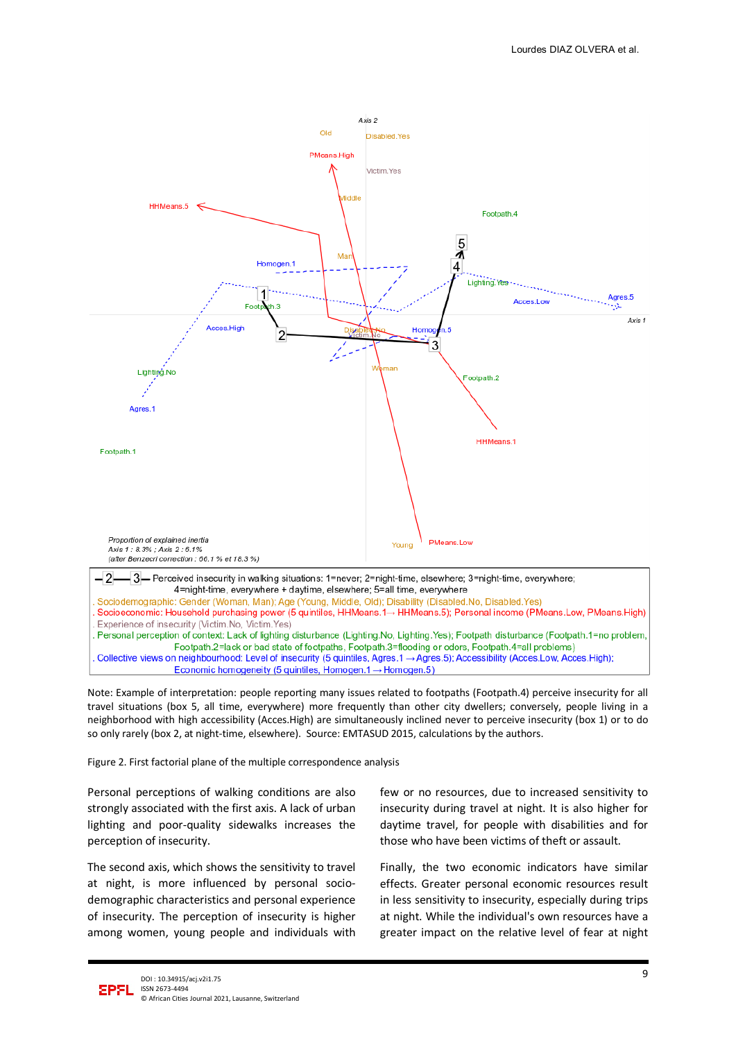Note: Example of interpretation: people reporting many issues related to footpaths (Footpath.4) perceive insecurity for all travel situations (box 5, all time, everywhere) more frequently than other city dwellers; conversely, people living in a neighborhood with high accessibility (Acces.High) are simultaneously inclined never to perceive insecurity (box 1) or to do so only rarely (box 2, at night-time, elsewhere). Source: EMTASUD 2015, calculations by the authors.

Figure 2. First factorial plane of the multiple correspondence analysis

Personal perceptions of walking conditions are also strongly associated with the first axis. A lack of urban lighting and poor-quality sidewalks increases the perception of insecurity.

The second axis, which shows the sensitivity to travel at night, is more influenced by personal socio-demographic characteristics and personal experience of insecurity. The perception of insecurity is higher among women, young people and individuals with few or no resources, due to increased sensitivity to insecurity during travel at night. It is also higher for daytime travel, for people with disabilities and for those who have been victims of theft or assault.

Finally, the two economic indicators have similar effects. Greater personal economic resources result in less sensitivity to insecurity, especially during trips at night. While the individual's own resources have a greater impact on the relative level of fear at night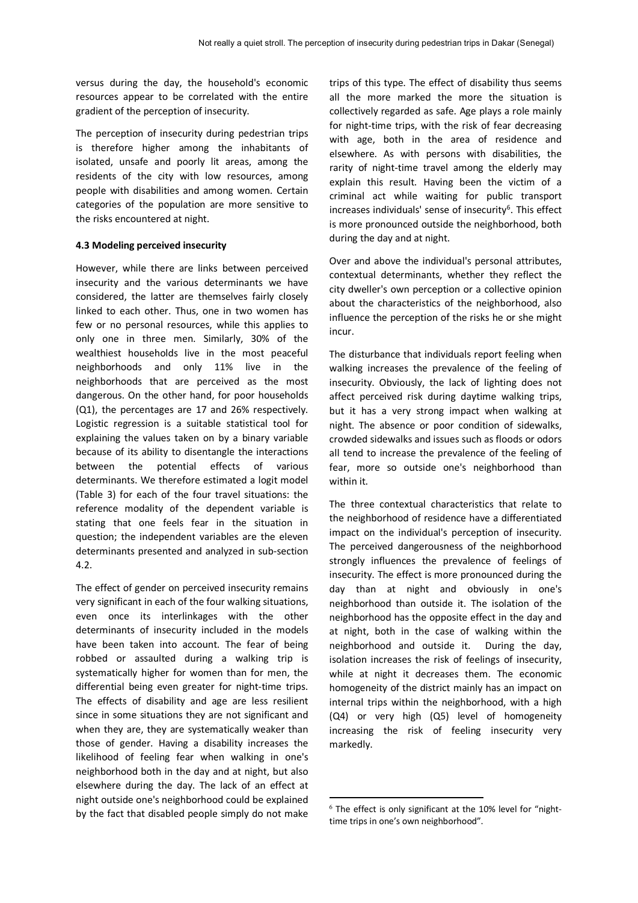versus during the day, the household's economic resources appear to be correlated with the entire gradient of the perception of insecurity.

The perception of insecurity during pedestrian trips is therefore higher among the inhabitants of isolated, unsafe and poorly lit areas, among the residents of the city with low resources, among people with disabilities and among women. Certain categories of the population are more sensitive to the risks encountered at night.

### 4.3 Modeling perceived insecurity

However, while there are links between perceived insecurity and the various determinants we have considered, the latter are themselves fairly closely linked to each other. Thus, one in two women has few or no personal resources, while this applies to only one in three men. Similarly, 30% of the wealthiest households live in the most peaceful neighborhoods and only 11% live in the neighborhoods that are perceived as the most dangerous. On the other hand, for poor households (Q1), the percentages are 17 and 26% respectively. Logistic regression is a suitable statistical tool for explaining the values taken on by a binary variable because of its ability to disentangle the interactions between the potential effects of various determinants. We therefore estimated a logit model (Table 3) for each of the four travel situations: the reference modality of the dependent variable is stating that one feels fear in the situation in question; the independent variables are the eleven determinants presented and analyzed in sub-section 4.2.

The effect of gender on perceived insecurity remains very significant in each of the four walking situations, even once its interlinkages with the other determinants of insecurity included in the models have been taken into account. The fear of being robbed or assaulted during a walking trip is systematically higher for women than for men, the differential being even greater for night-time trips. The effects of disability and age are less resilient since in some situations they are not significant and when they are, they are systematically weaker than those of gender. Having a disability increases the likelihood of feeling fear when walking in one's neighborhood both in the day and at night, but also elsewhere during the day. The lack of an effect at night outside one's neighborhood could be explained by the fact that disabled people simply do not make trips of this type. The effect of disability thus seems all the more marked the more the situation is collectively regarded as safe. Age plays a role mainly for night-time trips, with the risk of fear decreasing with age, both in the area of residence and elsewhere. As with persons with disabilities, the rarity of night-time travel among the elderly may explain this result. Having been the victim of a criminal act while waiting for public transport increases individuals' sense of insecurity[6]. This effect is more pronounced outside the neighborhood, both during the day and at night.

Over and above the individual's personal attributes, contextual determinants, whether they reflect the city dweller's own perception or a collective opinion about the characteristics of the neighborhood, also influence the perception of the risks he or she might incur.

The disturbance that individuals report feeling when walking increases the prevalence of the feeling of insecurity. Obviously, the lack of lighting does not affect perceived risk during daytime walking trips, but it has a very strong impact when walking at night. The absence or poor condition of sidewalks, crowded sidewalks and issues such as floods or odors all tend to increase the prevalence of the feeling of fear, more so outside one's neighborhood than within it.

The three contextual characteristics that relate to the neighborhood of residence have a differentiated impact on the individual's perception of insecurity. The perceived dangerousness of the neighborhood strongly influences the prevalence of feelings of insecurity. The effect is more pronounced during the day than at night and obviously in one's neighborhood than outside it. The isolation of the neighborhood has the opposite effect in the day and at night, both in the case of walking within the neighborhood and outside it. During the day, isolation increases the risk of feelings of insecurity, while at night it decreases them. The economic homogeneity of the district mainly has an impact on internal trips within the neighborhood, with a high (Q4) or very high (Q5) level of homogeneity increasing the risk of feeling insecurity very markedly.

---

[6] The effect is only significant at the 10% level for "night-time trips in one's own neighborhood".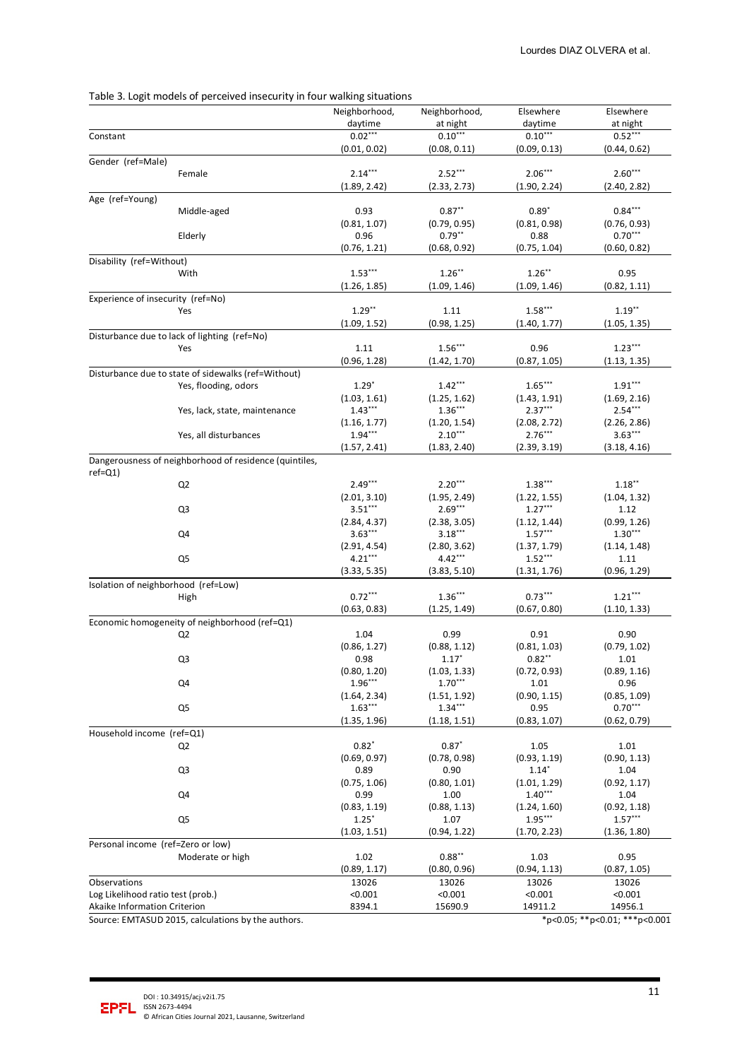Table 3. Logit models of perceived insecurity in four walking situations

| | Neighborhood, daytime | Neighborhood, at night | Elsewhere daytime | Elsewhere at night |
|---|---|---|---|---|
| Constant | 0.02*** | 0.10*** | 0.10*** | 0.52*** |
| | (0.01, 0.02) | (0.08, 0.11) | (0.09, 0.13) | (0.44, 0.62) |
| Gender (ref=Male) | | | | |
| Female | 2.14*** | 2.52*** | 2.06*** | 2.60*** |
| | (1.89, 2.42) | (2.33, 2.73) | (1.90, 2.24) | (2.40, 2.82) |
| Age (ref=Young) | | | | |
| Middle-aged | 0.93 | 0.87** | 0.89* | 0.84*** |
| | (0.81, 1.07) | (0.79, 0.95) | (0.81, 0.98) | (0.76, 0.93) |
| Elderly | 0.96 | 0.79** | 0.88 | 0.70*** |
| | (0.76, 1.21) | (0.68, 0.92) | (0.75, 1.04) | (0.60, 0.82) |
| Disability (ref=Without) | | | | |
| With | 1.53*** | 1.26** | 1.26** | 0.95 |
| | (1.26, 1.85) | (1.09, 1.46) | (1.09, 1.46) | (0.82, 1.11) |
| Experience of insecurity (ref=No) | | | | |
| Yes | 1.29** | 1.11 | 1.58*** | 1.19** |
| | (1.09, 1.52) | (0.98, 1.25) | (1.40, 1.77) | (1.05, 1.35) |
| Disturbance due to lack of lighting (ref=No) | | | | |
| Yes | 1.11 | 1.56*** | 0.96 | 1.23*** |
| | (0.96, 1.28) | (1.42, 1.70) | (0.87, 1.05) | (1.13, 1.35) |
| Disturbance due to state of sidewalks (ref=Without) | | | | |
| Yes, flooding, odors | 1.29* | 1.42*** | 1.65*** | 1.91*** |
| | (1.03, 1.61) | (1.25, 1.62) | (1.43, 1.91) | (1.69, 2.16) |
| Yes, lack, state, maintenance | 1.43*** | 1.36*** | 2.37*** | 2.54*** |
| | (1.16, 1.77) | (1.20, 1.54) | (2.08, 2.72) | (2.26, 2.86) |
| Yes, all disturbances | 1.94*** | 2.10*** | 2.76*** | 3.63*** |
| | (1.57, 2.41) | (1.83, 2.40) | (2.39, 3.19) | (3.18, 4.16) |
| Dangerousness of neighborhood of residence (quintiles, ref=Q1) | | | | |
| Q2 | 2.49*** | 2.20*** | 1.38*** | 1.18** |
| | (2.01, 3.10) | (1.95, 2.49) | (1.22, 1.55) | (1.04, 1.32) |
| Q3 | 3.51*** | 2.69*** | 1.27*** | 1.12 |
| | (2.84, 4.37) | (2.38, 3.05) | (1.12, 1.44) | (0.99, 1.26) |
| Q4 | 3.63*** | 3.18*** | 1.57*** | 1.30*** |
| | (2.91, 4.54) | (2.80, 3.62) | (1.37, 1.79) | (1.14, 1.48) |
| Q5 | 4.21*** | 4.42*** | 1.52*** | 1.11 |
| | (3.33, 5.35) | (3.83, 5.10) | (1.31, 1.76) | (0.96, 1.29) |
| Isolation of neighborhood (ref=Low) | | | | |
| High | 0.72*** | 1.36*** | 0.73*** | 1.21*** |
| | (0.63, 0.83) | (1.25, 1.49) | (0.67, 0.80) | (1.10, 1.33) |
| Economic homogeneity of neighborhood (ref=Q1) | | | | |
| Q2 | 1.04 | 0.99 | 0.91 | 0.90 |
| | (0.86, 1.27) | (0.88, 1.12) | (0.81, 1.03) | (0.79, 1.02) |
| Q3 | 0.98 | 1.17* | 0.82** | 1.01 |
| | (0.80, 1.20) | (1.03, 1.33) | (0.72, 0.93) | (0.89, 1.16) |
| Q4 | 1.96*** | 1.70*** | 1.01 | 0.96 |
| | (1.64, 2.34) | (1.51, 1.92) | (0.90, 1.15) | (0.85, 1.09) |
| Q5 | 1.63*** | 1.34*** | 0.95 | 0.70*** |
| | (1.35, 1.96) | (1.18, 1.51) | (0.83, 1.07) | (0.62, 0.79) |
| Household income (ref=Q1) | | | | |
| Q2 | 0.82* | 0.87* | 1.05 | 1.01 |
| | (0.69, 0.97) | (0.78, 0.98) | (0.93, 1.19) | (0.90, 1.13) |
| Q3 | 0.89 | 0.90 | 1.14* | 1.04 |
| | (0.75, 1.06) | (0.80, 1.01) | (1.01, 1.29) | (0.92, 1.17) |
| Q4 | 0.99 | 1.00 | 1.40*** | 1.04 |
| | (0.83, 1.19) | (0.88, 1.13) | (1.24, 1.60) | (0.92, 1.18) |
| Q5 | 1.25* | 1.07 | 1.95*** | 1.57*** |
| | (1.03, 1.51) | (0.94, 1.22) | (1.70, 2.23) | (1.36, 1.80) |
| Personal income (ref=Zero or low) | | | | |
| Moderate or high | 1.02 | 0.88** | 1.03 | 0.95 |
| | (0.89, 1.17) | (0.80, 0.96) | (0.94, 1.13) | (0.87, 1.05) |
| Observations | 13026 | 13026 | 13026 | 13026 |
| Log Likelihood ratio test (prob.) | <0.001 | <0.001 | <0.001 | <0.001 |
| Akaike Information Criterion | 8394.1 | 15690.9 | 14911.2 | 14956.1 |

Source: EMTASUD 2015, calculations by the authors. *p<0.05; **p<0.01; ***p<0.001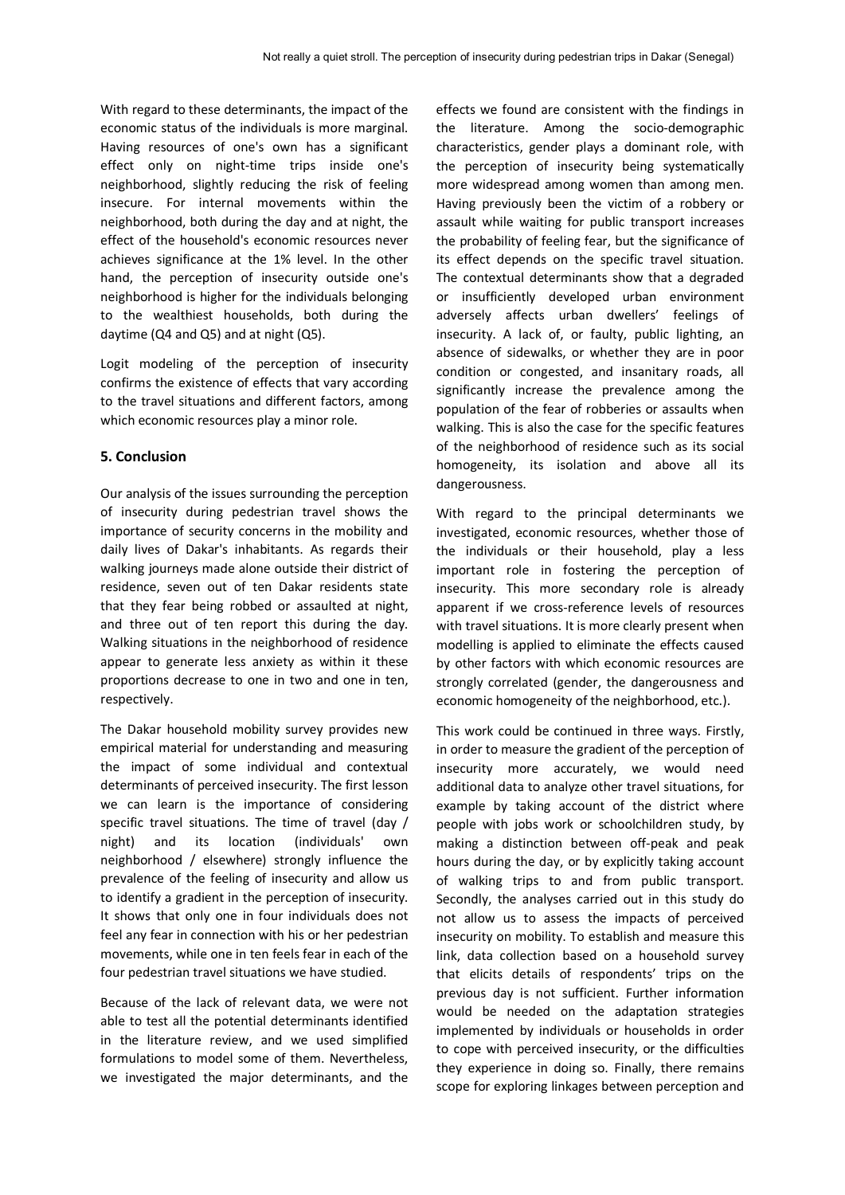With regard to these determinants, the impact of the economic status of the individuals is more marginal. Having resources of one's own has a significant effect only on night-time trips inside one's neighborhood, slightly reducing the risk of feeling insecure. For internal movements within the neighborhood, both during the day and at night, the effect of the household's economic resources never achieves significance at the 1% level. In the other hand, the perception of insecurity outside one's neighborhood is higher for the individuals belonging to the wealthiest households, both during the daytime (Q4 and Q5) and at night (Q5).

Logit modeling of the perception of insecurity confirms the existence of effects that vary according to the travel situations and different factors, among which economic resources play a minor role.

## 5. Conclusion

Our analysis of the issues surrounding the perception of insecurity during pedestrian travel shows the importance of security concerns in the mobility and daily lives of Dakar's inhabitants. As regards their walking journeys made alone outside their district of residence, seven out of ten Dakar residents state that they fear being robbed or assaulted at night, and three out of ten report this during the day. Walking situations in the neighborhood of residence appear to generate less anxiety as within it these proportions decrease to one in two and one in ten, respectively.

The Dakar household mobility survey provides new empirical material for understanding and measuring the impact of some individual and contextual determinants of perceived insecurity. The first lesson we can learn is the importance of considering specific travel situations. The time of travel (day / night) and its location (individuals' own neighborhood / elsewhere) strongly influence the prevalence of the feeling of insecurity and allow us to identify a gradient in the perception of insecurity. It shows that only one in four individuals does not feel any fear in connection with his or her pedestrian movements, while one in ten feels fear in each of the four pedestrian travel situations we have studied.

Because of the lack of relevant data, we were not able to test all the potential determinants identified in the literature review, and we used simplified formulations to model some of them. Nevertheless, we investigated the major determinants, and the effects we found are consistent with the findings in the literature. Among the socio-demographic characteristics, gender plays a dominant role, with the perception of insecurity being systematically more widespread among women than among men. Having previously been the victim of a robbery or assault while waiting for public transport increases the probability of feeling fear, but the significance of its effect depends on the specific travel situation. The contextual determinants show that a degraded or insufficiently developed urban environment adversely affects urban dwellers' feelings of insecurity. A lack of, or faulty, public lighting, an absence of sidewalks, or whether they are in poor condition or congested, and insanitary roads, all significantly increase the prevalence among the population of the fear of robberies or assaults when walking. This is also the case for the specific features of the neighborhood of residence such as its social homogeneity, its isolation and above all its dangerousness.

With regard to the principal determinants we investigated, economic resources, whether those of the individuals or their household, play a less important role in fostering the perception of insecurity. This more secondary role is already apparent if we cross-reference levels of resources with travel situations. It is more clearly present when modelling is applied to eliminate the effects caused by other factors with which economic resources are strongly correlated (gender, the dangerousness and economic homogeneity of the neighborhood, etc.).

This work could be continued in three ways. Firstly, in order to measure the gradient of the perception of insecurity more accurately, we would need additional data to analyze other travel situations, for example by taking account of the district where people with jobs work or schoolchildren study, by making a distinction between off-peak and peak hours during the day, or by explicitly taking account of walking trips to and from public transport. Secondly, the analyses carried out in this study do not allow us to assess the impacts of perceived insecurity on mobility. To establish and measure this link, data collection based on a household survey that elicits details of respondents' trips on the previous day is not sufficient. Further information would be needed on the adaptation strategies implemented by individuals or households in order to cope with perceived insecurity, or the difficulties they experience in doing so. Finally, there remains scope for exploring linkages between perception and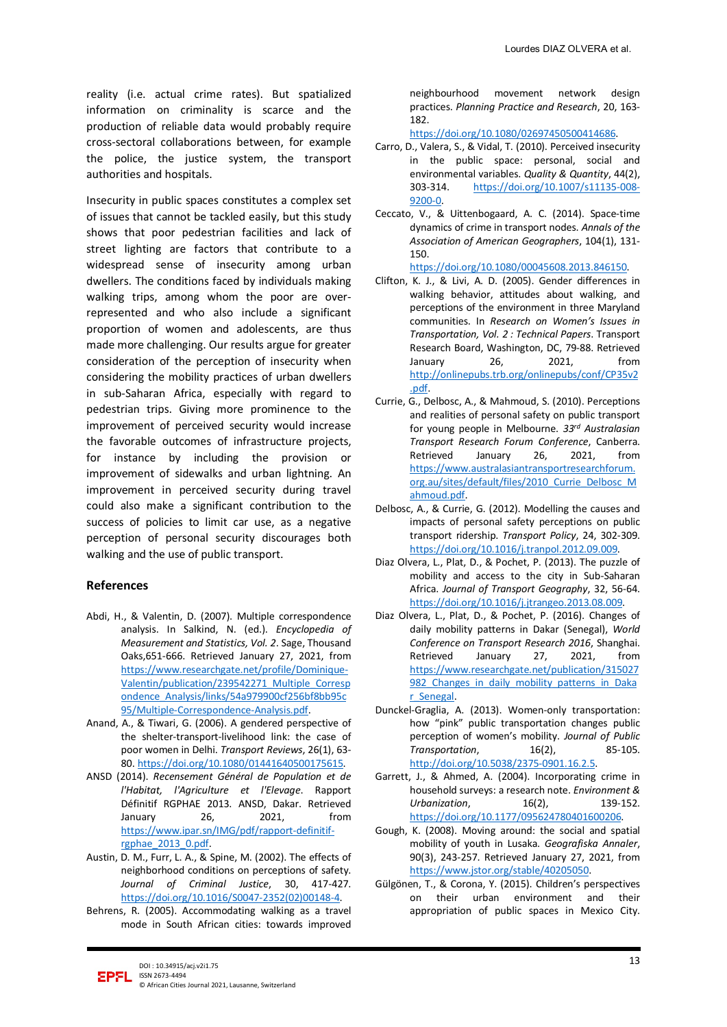reality (i.e. actual crime rates). But spatialized information on criminality is scarce and the production of reliable data would probably require cross-sectoral collaborations between, for example the police, the justice system, the transport authorities and hospitals.

Insecurity in public spaces constitutes a complex set of issues that cannot be tackled easily, but this study shows that poor pedestrian facilities and lack of street lighting are factors that contribute to a widespread sense of insecurity among urban dwellers. The conditions faced by individuals making walking trips, among whom the poor are over-represented and who also include a significant proportion of women and adolescents, are thus made more challenging. Our results argue for greater consideration of the perception of insecurity when considering the mobility practices of urban dwellers in sub-Saharan Africa, especially with regard to pedestrian trips. Giving more prominence to the improvement of perceived security would increase the favorable outcomes of infrastructure projects, for instance by including the provision or improvement of sidewalks and urban lightning. An improvement in perceived security during travel could also make a significant contribution to the success of policies to limit car use, as a negative perception of personal security discourages both walking and the use of public transport.

## References

Abdi, H., & Valentin, D. (2007). Multiple correspondence analysis. In Salkind, N. (ed.). *Encyclopedia of Measurement and Statistics, Vol. 2*. Sage, Thousand Oaks,651-666. Retrieved January 27, 2021, from https://www.researchgate.net/profile/Dominique-Valentin/publication/239542271_Multiple_Correspondence_Analysis/links/54a979900cf256bf8bb95c95/Multiple-Correspondence-Analysis.pdf.

Anand, A., & Tiwari, G. (2006). A gendered perspective of the shelter-transport-livelihood link: the case of poor women in Delhi. *Transport Reviews*, 26(1), 63-80. https://doi.org/10.1080/01441640500175615.

ANSD (2014). *Recensement Général de Population et de l'Habitat, l'Agriculture et l'Elevage*. Rapport Définitif RGPHAE 2013. ANSD, Dakar. Retrieved January 26, 2021, from https://www.ipar.sn/IMG/pdf/rapport-definitif-rgphae_2013_0.pdf.

Austin, D. M., Furr, L. A., & Spine, M. (2002). The effects of neighborhood conditions on perceptions of safety. *Journal of Criminal Justice*, 30, 417-427. https://doi.org/10.1016/S0047-2352(02)00148-4.

Behrens, R. (2005). Accommodating walking as a travel mode in South African cities: towards improved neighbourhood movement network design practices. *Planning Practice and Research*, 20, 163-182. https://doi.org/10.1080/02697450500414686.

Carro, D., Valera, S., & Vidal, T. (2010). Perceived insecurity in the public space: personal, social and environmental variables. *Quality & Quantity*, 44(2), 303-314. https://doi.org/10.1007/s11135-008-9200-0.

Ceccato, V., & Uittenbogaard, A. C. (2014). Space-time dynamics of crime in transport nodes. *Annals of the Association of American Geographers*, 104(1), 131-150. https://doi.org/10.1080/00045608.2013.846150.

Clifton, K. J., & Livi, A. D. (2005). Gender differences in walking behavior, attitudes about walking, and perceptions of the environment in three Maryland communities. In *Research on Women's Issues in Transportation, Vol. 2 : Technical Papers*. Transport Research Board, Washington, DC, 79-88. Retrieved January 26, 2021, from http://onlinepubs.trb.org/onlinepubs/conf/CP35v2.pdf.

Currie, G., Delbosc, A., & Mahmoud, S. (2010). Perceptions and realities of personal safety on public transport for young people in Melbourne. *33rd Australasian Transport Research Forum Conference*, Canberra. Retrieved January 26, 2021, from https://www.australasiantransportresearchforum.org.au/sites/default/files/2010_Currie_Delbosc_Mahmoud.pdf.

Delbosc, A., & Currie, G. (2012). Modelling the causes and impacts of personal safety perceptions on public transport ridership. *Transport Policy*, 24, 302-309. https://doi.org/10.1016/j.tranpol.2012.09.009.

Diaz Olvera, L., Plat, D., & Pochet, P. (2013). The puzzle of mobility and access to the city in Sub-Saharan Africa. *Journal of Transport Geography*, 32, 56-64. https://doi.org/10.1016/j.jtrangeo.2013.08.009.

Diaz Olvera, L., Plat, D., & Pochet, P. (2016). Changes of daily mobility patterns in Dakar (Senegal), *World Conference on Transport Research 2016*, Shanghai. Retrieved January 27, 2021, from https://www.researchgate.net/publication/315027982_Changes_in_daily_mobility_patterns_in_Dakar_Senegal.

Dunckel-Graglia, A. (2013). Women-only transportation: how "pink" public transportation changes public perception of women's mobility. *Journal of Public Transportation*, 16(2), 85-105. http://doi.org/10.5038/2375-0901.16.2.5.

Garrett, J., & Ahmed, A. (2004). Incorporating crime in household surveys: a research note. *Environment & Urbanization*, 16(2), 139-152. https://doi.org/10.1177/095624780401600206.

Gough, K. (2008). Moving around: the social and spatial mobility of youth in Lusaka. *Geografiska Annaler*, 90(3), 243-257. Retrieved January 27, 2021, from https://www.jstor.org/stable/40205050.

Gülgönen, T., & Corona, Y. (2015). Children's perspectives on their urban environment and their appropriation of public spaces in Mexico City.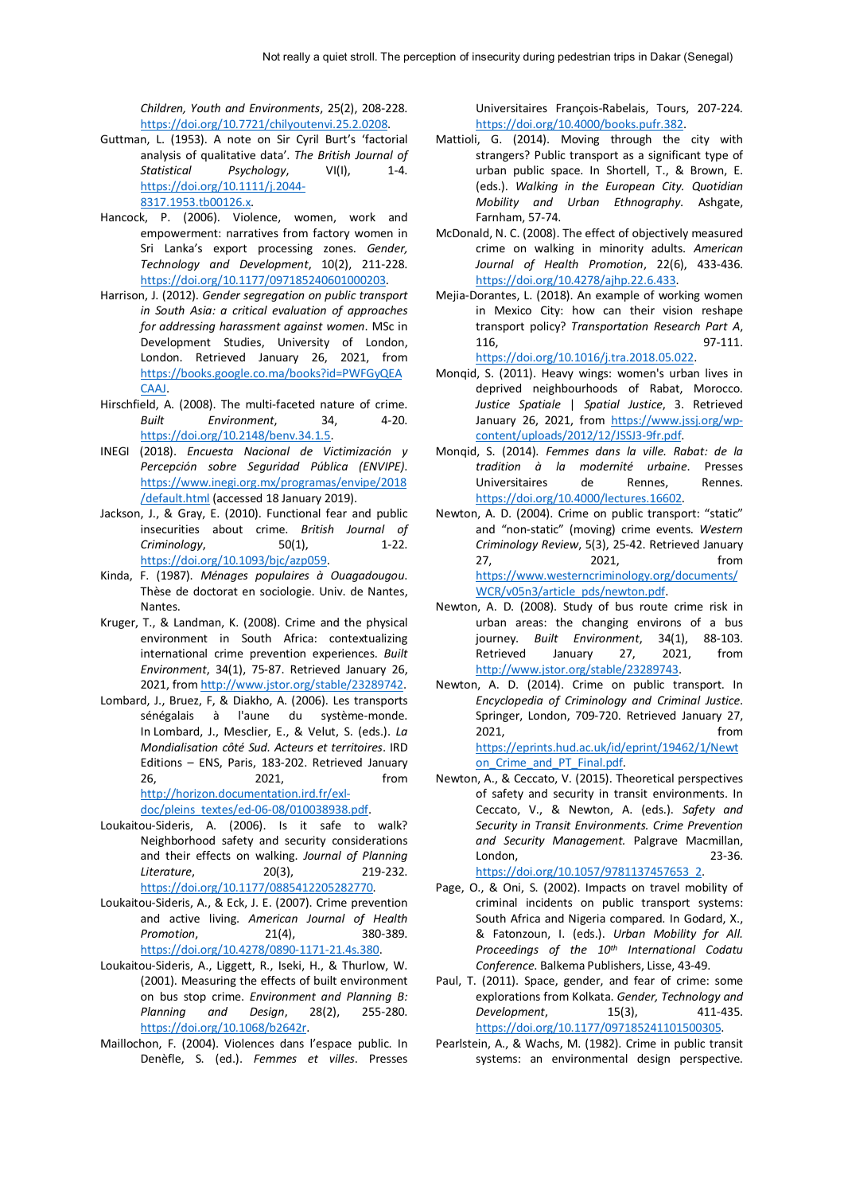*Children, Youth and Environments*, 25(2), 208-228. https://doi.org/10.7721/chilyoutenvi.25.2.0208.

Guttman, L. (1953). A note on Sir Cyril Burt's 'factorial analysis of qualitative data'. *The British Journal of Statistical Psychology*, VI(I), 1-4. https://doi.org/10.1111/j.2044-8317.1953.tb00126.x.

Hancock, P. (2006). Violence, women, work and empowerment: narratives from factory women in Sri Lanka's export processing zones. *Gender, Technology and Development*, 10(2), 211-228. https://doi.org/10.1177/097185240601000203.

Harrison, J. (2012). *Gender segregation on public transport in South Asia: a critical evaluation of approaches for addressing harassment against women*. MSc in Development Studies, University of London, London. Retrieved January 26, 2021, from https://books.google.co.ma/books?id=PWFGyQEACAAJ.

Hirschfield, A. (2008). The multi-faceted nature of crime. *Built Environment*, 34, 4-20. https://doi.org/10.2148/benv.34.1.5.

INEGI (2018). *Encuesta Nacional de Victimización y Percepción sobre Seguridad Pública (ENVIPE)*. https://www.inegi.org.mx/programas/envipe/2018/default.html (accessed 18 January 2019).

Jackson, J., & Gray, E. (2010). Functional fear and public insecurities about crime. *British Journal of Criminology*, 50(1), 1-22. https://doi.org/10.1093/bjc/azp059.

Kinda, F. (1987). *Ménages populaires à Ouagadougou*. Thèse de doctorat en sociologie. Univ. de Nantes, Nantes.

Kruger, T., & Landman, K. (2008). Crime and the physical environment in South Africa: contextualizing international crime prevention experiences. *Built Environment*, 34(1), 75-87. Retrieved January 26, 2021, from http://www.jstor.org/stable/23289742.

Lombard, J., Bruez, F, & Diakho, A. (2006). Les transports sénégalais à l'aune du système-monde. In Lombard, J., Mesclier, E., & Velut, S. (eds.). *La Mondialisation côté Sud. Acteurs et territoires*. IRD Editions – ENS, Paris, 183-202. Retrieved January 26, 2021, from http://horizon.documentation.ird.fr/exl-doc/pleins_textes/ed-06-08/010038938.pdf.

Loukaitou-Sideris, A. (2006). Is it safe to walk? Neighborhood safety and security considerations and their effects on walking. *Journal of Planning Literature*, 20(3), 219-232. https://doi.org/10.1177/0885412205282770.

Loukaitou-Sideris, A., & Eck, J. E. (2007). Crime prevention and active living. *American Journal of Health Promotion*, 21(4), 380-389. https://doi.org/10.4278/0890-1171-21.4s.380.

Loukaitou-Sideris, A., Liggett, R., Iseki, H., & Thurlow, W. (2001). Measuring the effects of built environment on bus stop crime. *Environment and Planning B: Planning and Design*, 28(2), 255-280. https://doi.org/10.1068/b2642r.

Maillochon, F. (2004). Violences dans l'espace public. In Denèfle, S. (ed.). *Femmes et villes*. Presses Universitaires François-Rabelais, Tours, 207-224. https://doi.org/10.4000/books.pufr.382.

Mattioli, G. (2014). Moving through the city with strangers? Public transport as a significant type of urban public space. In Shortell, T., & Brown, E. (eds.). *Walking in the European City. Quotidian Mobility and Urban Ethnography*. Ashgate, Farnham, 57-74.

McDonald, N. C. (2008). The effect of objectively measured crime on walking in minority adults. *American Journal of Health Promotion*, 22(6), 433-436. https://doi.org/10.4278/ajhp.22.6.433.

Mejia-Dorantes, L. (2018). An example of working women in Mexico City: how can their vision reshape transport policy? *Transportation Research Part A*, 116, 97-111. https://doi.org/10.1016/j.tra.2018.05.022.

Monqid, S. (2011). Heavy wings: women's urban lives in deprived neighbourhoods of Rabat, Morocco. *Justice Spatiale | Spatial Justice*, 3. Retrieved January 26, 2021, from https://www.jssj.org/wp-content/uploads/2012/12/JSSJ3-9fr.pdf.

Monqid, S. (2014). *Femmes dans la ville. Rabat: de la tradition à la modernité urbaine*. Presses Universitaires de Rennes, Rennes. https://doi.org/10.4000/lectures.16602.

Newton, A. D. (2004). Crime on public transport: "static" and "non-static" (moving) crime events. *Western Criminology Review*, 5(3), 25-42. Retrieved January 27, 2021, from https://www.westerncriminology.org/documents/WCR/v05n3/article_pds/newton.pdf.

Newton, A. D. (2008). Study of bus route crime risk in urban areas: the changing environs of a bus journey. *Built Environment*, 34(1), 88-103. Retrieved January 27, 2021, from http://www.jstor.org/stable/23289743.

Newton, A. D. (2014). Crime on public transport. In *Encyclopedia of Criminology and Criminal Justice*. Springer, London, 709-720. Retrieved January 27, 2021, from https://eprints.hud.ac.uk/id/eprint/19462/1/Newton_Crime_and_PT_Final.pdf.

Newton, A., & Ceccato, V. (2015). Theoretical perspectives of safety and security in transit environments. In Ceccato, V., & Newton, A. (eds.). *Safety and Security in Transit Environments. Crime Prevention and Security Management*. Palgrave Macmillan, London, 23-36. https://doi.org/10.1057/9781137457653_2.

Page, O., & Oni, S. (2002). Impacts on travel mobility of criminal incidents on public transport systems: South Africa and Nigeria compared. In Godard, X., & Fatonzoun, I. (eds.). *Urban Mobility for All. Proceedings of the 10th International Codatu Conference*. Balkema Publishers, Lisse, 43-49.

Paul, T. (2011). Space, gender, and fear of crime: some explorations from Kolkata. *Gender, Technology and Development*, 15(3), 411-435. https://doi.org/10.1177/097185241101500305.

Pearlstein, A., & Wachs, M. (1982). Crime in public transit systems: an environmental design perspective.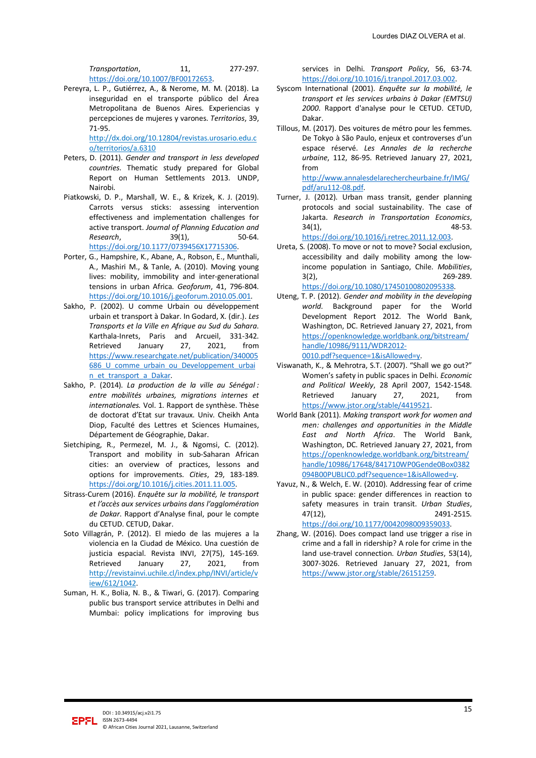Transportation, 11, 277-297. https://doi.org/10.1007/BF00172653.

Pereyra, L. P., Gutiérrez, A., & Nerome, M. M. (2018). La inseguridad en el transporte público del Área Metropolitana de Buenos Aires. Experiencias y percepciones de mujeres y varones. *Territorios*, 39, 71-95. http://dx.doi.org/10.12804/revistas.urosario.edu.co/territorios/a.6310

Peters, D. (2011). *Gender and transport in less developed countries.* Thematic study prepared for Global Report on Human Settlements 2013. UNDP, Nairobi.

Piatkowski, D. P., Marshall, W. E., & Krizek, K. J. (2019). Carrots versus sticks: assessing intervention effectiveness and implementation challenges for active transport. *Journal of Planning Education and Research*, 39(1), 50-64. https://doi.org/10.1177/0739456X17715306.

Porter, G., Hampshire, K., Abane, A., Robson, E., Munthali, A., Mashiri M., & Tanle, A. (2010). Moving young lives: mobility, immobility and inter-generational tensions in urban Africa. *Geoforum*, 41, 796-804. https://doi.org/10.1016/j.geoforum.2010.05.001.

Sakho, P. (2002). U comme Urbain ou développement urbain et transport à Dakar. In Godard, X. (dir.). *Les Transports et la Ville en Afrique au Sud du Sahara*. Karthala-Inrets, Paris and Arcueil, 331-342. Retrieved January 27, 2021, from https://www.researchgate.net/publication/340005686_U_comme_urbain_ou_Developpement_urbain_et_transport_a_Dakar.

Sakho, P. (2014). *La production de la ville au Sénégal : entre mobilités urbaines, migrations internes et internationales.* Vol. 1. Rapport de synthèse. Thèse de doctorat d'Etat sur travaux. Univ. Cheikh Anta Diop, Faculté des Lettres et Sciences Humaines, Département de Géographie, Dakar.

Sietchiping, R., Permezel, M. J., & Ngomsi, C. (2012). Transport and mobility in sub-Saharan African cities: an overview of practices, lessons and options for improvements. *Cities*, 29, 183-189. https://doi.org/10.1016/j.cities.2011.11.005.

Sitrass-Curem (2016). *Enquête sur la mobilité, le transport et l'accès aux services urbains dans l'agglomération de Dakar*. Rapport d'Analyse final, pour le compte du CETUD. CETUD, Dakar.

Soto Villagrán, P. (2012). El miedo de las mujeres a la violencia en la Ciudad de México. Una cuestión de justicia espacial. Revista INVI, 27(75), 145-169. Retrieved January 27, 2021, from http://revistainvi.uchile.cl/index.php/INVI/article/view/612/1042.

Suman, H. K., Bolia, N. B., & Tiwari, G. (2017). Comparing public bus transport service attributes in Delhi and Mumbai: policy implications for improving bus services in Delhi. *Transport Policy*, 56, 63-74. https://doi.org/10.1016/j.tranpol.2017.03.002.

Syscom International (2001). *Enquête sur la mobilité, le transport et les services urbains à Dakar (EMTSU) 2000*. Rapport d'analyse pour le CETUD. CETUD, Dakar.

Tillous, M. (2017). Des voitures de métro pour les femmes. De Tokyo à São Paulo, enjeux et controverses d'un espace réservé. *Les Annales de la recherche urbaine*, 112, 86-95. Retrieved January 27, 2021, from http://www.annalesdelarechercheurbaine.fr/IMG/pdf/aru112-08.pdf.

Turner, J. (2012). Urban mass transit, gender planning protocols and social sustainability. The case of Jakarta. *Research in Transportation Economics*, 34(1), 48-53. https://doi.org/10.1016/j.retrec.2011.12.003.

Ureta, S. (2008). To move or not to move? Social exclusion, accessibility and daily mobility among the low-income population in Santiago, Chile. *Mobilities*, 3(2), 269-289. https://doi.org/10.1080/17450100802095338.

Uteng, T. P. (2012). *Gender and mobility in the developing world.* Background paper for the World Development Report 2012. The World Bank, Washington, DC. Retrieved January 27, 2021, from https://openknowledge.worldbank.org/bitstream/handle/10986/9111/WDR2012-0010.pdf?sequence=1&isAllowed=y.

Viswanath, K., & Mehrotra, S.T. (2007). "Shall we go out?" Women's safety in public spaces in Delhi. *Economic and Political Weekly*, 28 April 2007, 1542-1548. Retrieved January 27, 2021, from https://www.jstor.org/stable/4419521.

World Bank (2011). *Making transport work for women and men: challenges and opportunities in the Middle East and North Africa*. The World Bank, Washington, DC. Retrieved January 27, 2021, from https://openknowledge.worldbank.org/bitstream/handle/10986/17648/841710WP0Gende0Box382094B00PUBLIC0.pdf?sequence=1&isAllowed=y.

Yavuz, N., & Welch, E. W. (2010). Addressing fear of crime in public space: gender differences in reaction to safety measures in train transit. *Urban Studies*, 47(12), 2491-2515. https://doi.org/10.1177/0042098009359033.

Zhang, W. (2016). Does compact land use trigger a rise in crime and a fall in ridership? A role for crime in the land use-travel connection. *Urban Studies*, 53(14), 3007-3026. Retrieved January 27, 2021, from https://www.jstor.org/stable/26151259.